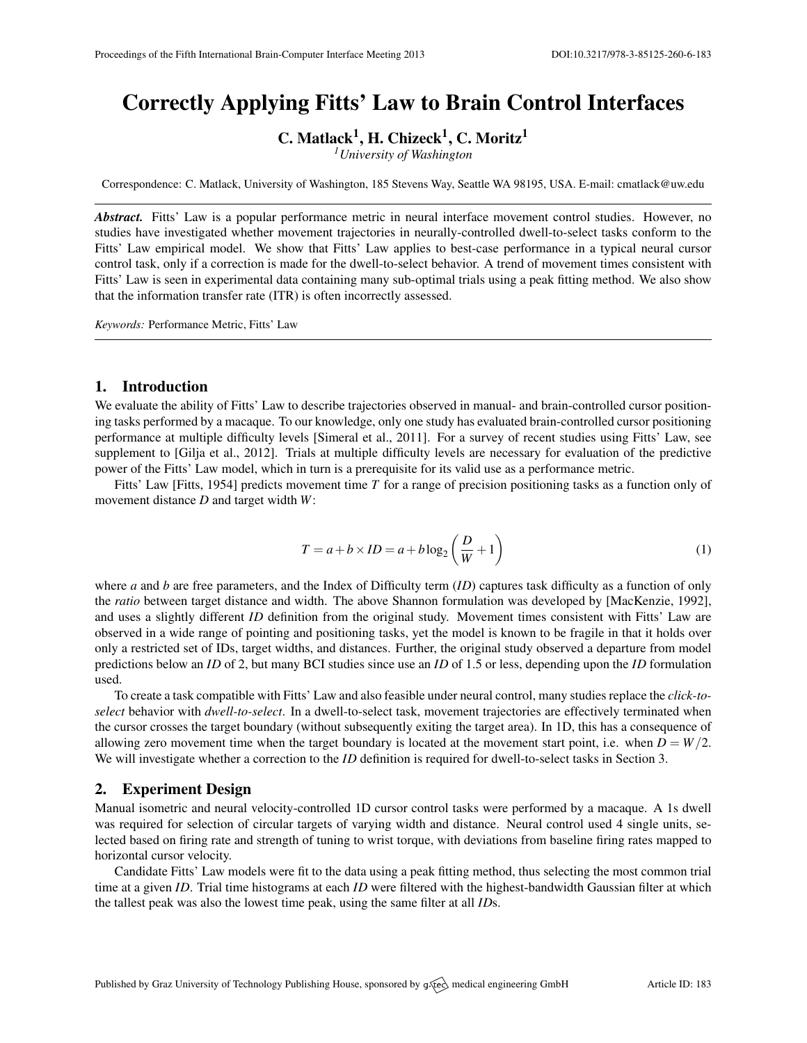# Correctly Applying Fitts' Law to Brain Control Interfaces

**C. Matlack[1], H. Chizeck[1], C. Moritz[1]**

[1] *University of Washington*

Correspondence: C. Matlack, University of Washington, 185 Stevens Way, Seattle WA 98195, USA. E-mail: cmatlack@uw.edu

***Abstract.*** Fitts' Law is a popular performance metric in neural interface movement control studies. However, no studies have investigated whether movement trajectories in neurally-controlled dwell-to-select tasks conform to the Fitts' Law empirical model. We show that Fitts' Law applies to best-case performance in a typical neural cursor control task, only if a correction is made for the dwell-to-select behavior. A trend of movement times consistent with Fitts' Law is seen in experimental data containing many sub-optimal trials using a peak fitting method. We also show that the information transfer rate (ITR) is often incorrectly assessed.

*Keywords:* Performance Metric, Fitts' Law

## 1. Introduction

We evaluate the ability of Fitts' Law to describe trajectories observed in manual- and brain-controlled cursor positioning tasks performed by a macaque. To our knowledge, only one study has evaluated brain-controlled cursor positioning performance at multiple difficulty levels [Simeral et al., 2011]. For a survey of recent studies using Fitts' Law, see supplement to [Gilja et al., 2012]. Trials at multiple difficulty levels are necessary for evaluation of the predictive power of the Fitts' Law model, which in turn is a prerequisite for its valid use as a performance metric.

Fitts' Law [Fitts, 1954] predicts movement time $T$ for a range of precision positioning tasks as a function only of movement distance $D$ and target width $W$:

$$T = a + b \times ID = a + b \log_2 \left( \frac{D}{W} + 1 \right) \tag{1}$$

where $a$ and $b$ are free parameters, and the Index of Difficulty term ($ID$) captures task difficulty as a function of only the *ratio* between target distance and width. The above Shannon formulation was developed by [MacKenzie, 1992], and uses a slightly different $ID$ definition from the original study. Movement times consistent with Fitts' Law are observed in a wide range of pointing and positioning tasks, yet the model is known to be fragile in that it holds over only a restricted set of IDs, target widths, and distances. Further, the original study observed a departure from model predictions below an $ID$ of 2, but many BCI studies since use an $ID$ of 1.5 or less, depending upon the $ID$ formulation used.

To create a task compatible with Fitts' Law and also feasible under neural control, many studies replace the *click-to-select* behavior with *dwell-to-select*. In a dwell-to-select task, movement trajectories are effectively terminated when the cursor crosses the target boundary (without subsequently exiting the target area). In 1D, this has a consequence of allowing zero movement time when the target boundary is located at the movement start point, i.e. when $D = W/2$. We will investigate whether a correction to the $ID$ definition is required for dwell-to-select tasks in Section 3.

## 2. Experiment Design

Manual isometric and neural velocity-controlled 1D cursor control tasks were performed by a macaque. A 1s dwell was required for selection of circular targets of varying width and distance. Neural control used 4 single units, selected based on firing rate and strength of tuning to wrist torque, with deviations from baseline firing rates mapped to horizontal cursor velocity.

Candidate Fitts' Law models were fit to the data using a peak fitting method, thus selecting the most common trial time at a given $ID$. Trial time histograms at each $ID$ were filtered with the highest-bandwidth Gaussian filter at which the tallest peak was also the lowest time peak, using the same filter at all $ID$s.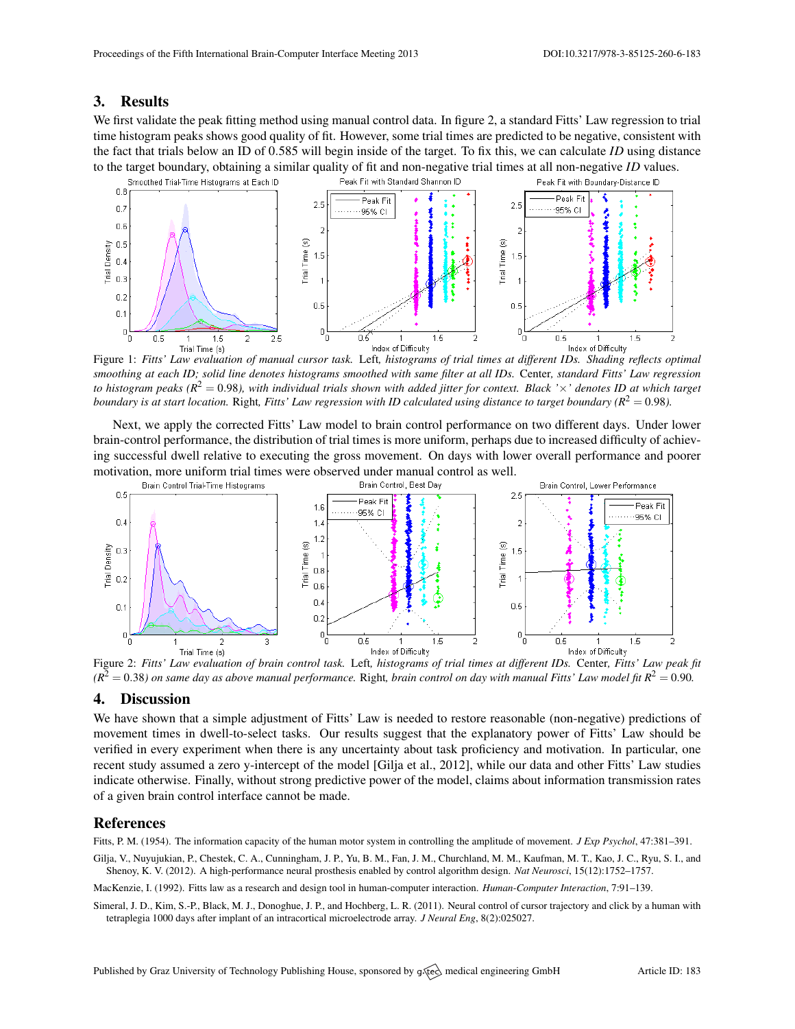## 3. Results

We first validate the peak fitting method using manual control data. In figure 2, a standard Fitts' Law regression to trial time histogram peaks shows good quality of fit. However, some trial times are predicted to be negative, consistent with the fact that trials below an ID of 0.585 will begin inside of the target. To fix this, we can calculate *ID* using distance to the target boundary, obtaining a similar quality of fit and non-negative trial times at all non-negative *ID* values.

Smoothed Trial-Time Histograms at Each ID

Trial Density

Trial Time (s)

Peak Fit with Standard Shannon ID

Peak Fit

95% CI

Trial Time (s)

Index of Difficulty

Peak Fit with Boundary-Distance ID

Peak Fit

95% CI

Trial Time (s)

Index of Difficulty

Figure 1: *Fitts' Law evaluation of manual cursor task.* Left*, histograms of trial times at different IDs. Shading reflects optimal smoothing at each ID; solid line denotes histograms smoothed with same filter at all IDs.* Center*, standard Fitts' Law regression to histogram peaks ($R^2 = 0.98$), with individual trials shown with added jitter for context. Black '×' denotes ID at which target boundary is at start location.* Right*, Fitts' Law regression with ID calculated using distance to target boundary ($R^2 = 0.98$).*

Next, we apply the corrected Fitts' Law model to brain control performance on two different days. Under lower brain-control performance, the distribution of trial times is more uniform, perhaps due to increased difficulty of achieving successful dwell relative to executing the gross movement. On days with lower overall performance and poorer motivation, more uniform trial times were observed under manual control as well.

Brain Control Trial-Time Histograms

Trial Density

Trial Time (s)

Brain Control, Best Day

Peak Fit

95% CI

Trial Time (s)

Index of Difficulty

Brain Control, Lower Performance

Peak Fit

95% CI

Trial Time (s)

Index of Difficulty

Figure 2: *Fitts' Law evaluation of brain control task.* Left*, histograms of trial times at different IDs.* Center*, Fitts' Law peak fit ($R^2 = 0.38$) on same day as above manual performance.* Right*, brain control on day with manual Fitts' Law model fit $R^2 = 0.90$.*

## 4. Discussion

We have shown that a simple adjustment of Fitts' Law is needed to restore reasonable (non-negative) predictions of movement times in dwell-to-select tasks. Our results suggest that the explanatory power of Fitts' Law should be verified in every experiment when there is any uncertainty about task proficiency and motivation. In particular, one recent study assumed a zero y-intercept of the model [Gilja et al., 2012], while our data and other Fitts' Law studies indicate otherwise. Finally, without strong predictive power of the model, claims about information transmission rates of a given brain control interface cannot be made.

## References

Fitts, P. M. (1954). The information capacity of the human motor system in controlling the amplitude of movement. *J Exp Psychol*, 47:381–391.

Gilja, V., Nuyujukian, P., Chestek, C. A., Cunningham, J. P., Yu, B. M., Fan, J. M., Churchland, M. M., Kaufman, M. T., Kao, J. C., Ryu, S. I., and Shenoy, K. V. (2012). A high-performance neural prosthesis enabled by control algorithm design. *Nat Neurosci*, 15(12):1752–1757.

MacKenzie, I. (1992). Fitts law as a research and design tool in human-computer interaction. *Human-Computer Interaction*, 7:91–139.

Simeral, J. D., Kim, S.-P., Black, M. J., Donoghue, J. P., and Hochberg, L. R. (2011). Neural control of cursor trajectory and click by a human with tetraplegia 1000 days after implant of an intracortical microelectrode array. *J Neural Eng*, 8(2):025027.